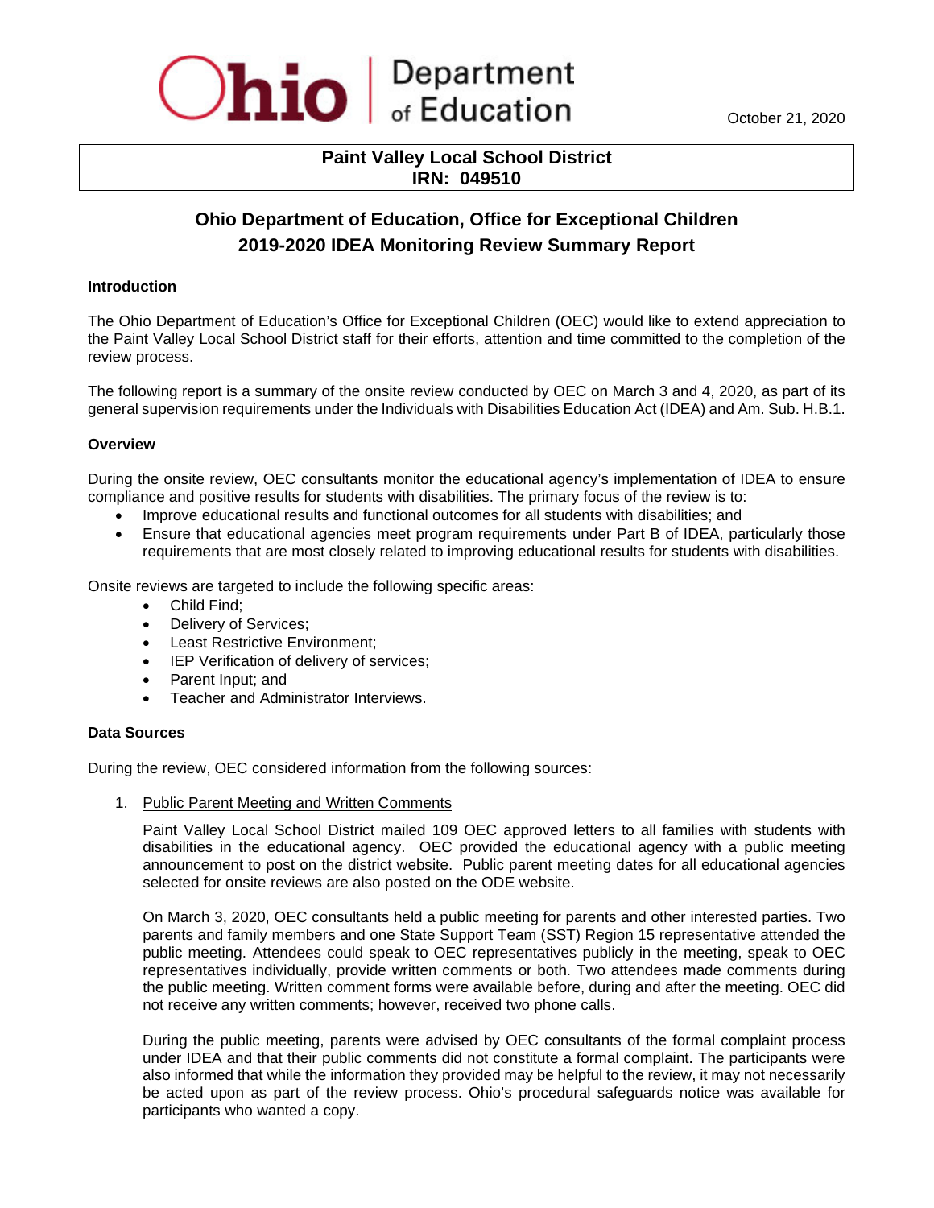Ohio Department of Education

October 21, 2020

**Paint Valley Local School District**
**IRN: 049510**

# Ohio Department of Education, Office for Exceptional Children
# 2019-2020 IDEA Monitoring Review Summary Report

### Introduction

The Ohio Department of Education's Office for Exceptional Children (OEC) would like to extend appreciation to the Paint Valley Local School District staff for their efforts, attention and time committed to the completion of the review process.

The following report is a summary of the onsite review conducted by OEC on March 3 and 4, 2020, as part of its general supervision requirements under the Individuals with Disabilities Education Act (IDEA) and Am. Sub. H.B.1.

### Overview

During the onsite review, OEC consultants monitor the educational agency's implementation of IDEA to ensure compliance and positive results for students with disabilities. The primary focus of the review is to:

- Improve educational results and functional outcomes for all students with disabilities; and
- Ensure that educational agencies meet program requirements under Part B of IDEA, particularly those requirements that are most closely related to improving educational results for students with disabilities.

Onsite reviews are targeted to include the following specific areas:

- Child Find;
- Delivery of Services;
- Least Restrictive Environment;
- IEP Verification of delivery of services;
- Parent Input; and
- Teacher and Administrator Interviews.

### Data Sources

During the review, OEC considered information from the following sources:

1. Public Parent Meeting and Written Comments

   Paint Valley Local School District mailed 109 OEC approved letters to all families with students with disabilities in the educational agency. OEC provided the educational agency with a public meeting announcement to post on the district website. Public parent meeting dates for all educational agencies selected for onsite reviews are also posted on the ODE website.

   On March 3, 2020, OEC consultants held a public meeting for parents and other interested parties. Two parents and family members and one State Support Team (SST) Region 15 representative attended the public meeting. Attendees could speak to OEC representatives publicly in the meeting, speak to OEC representatives individually, provide written comments or both. Two attendees made comments during the public meeting. Written comment forms were available before, during and after the meeting. OEC did not receive any written comments; however, received two phone calls.

   During the public meeting, parents were advised by OEC consultants of the formal complaint process under IDEA and that their public comments did not constitute a formal complaint. The participants were also informed that while the information they provided may be helpful to the review, it may not necessarily be acted upon as part of the review process. Ohio's procedural safeguards notice was available for participants who wanted a copy.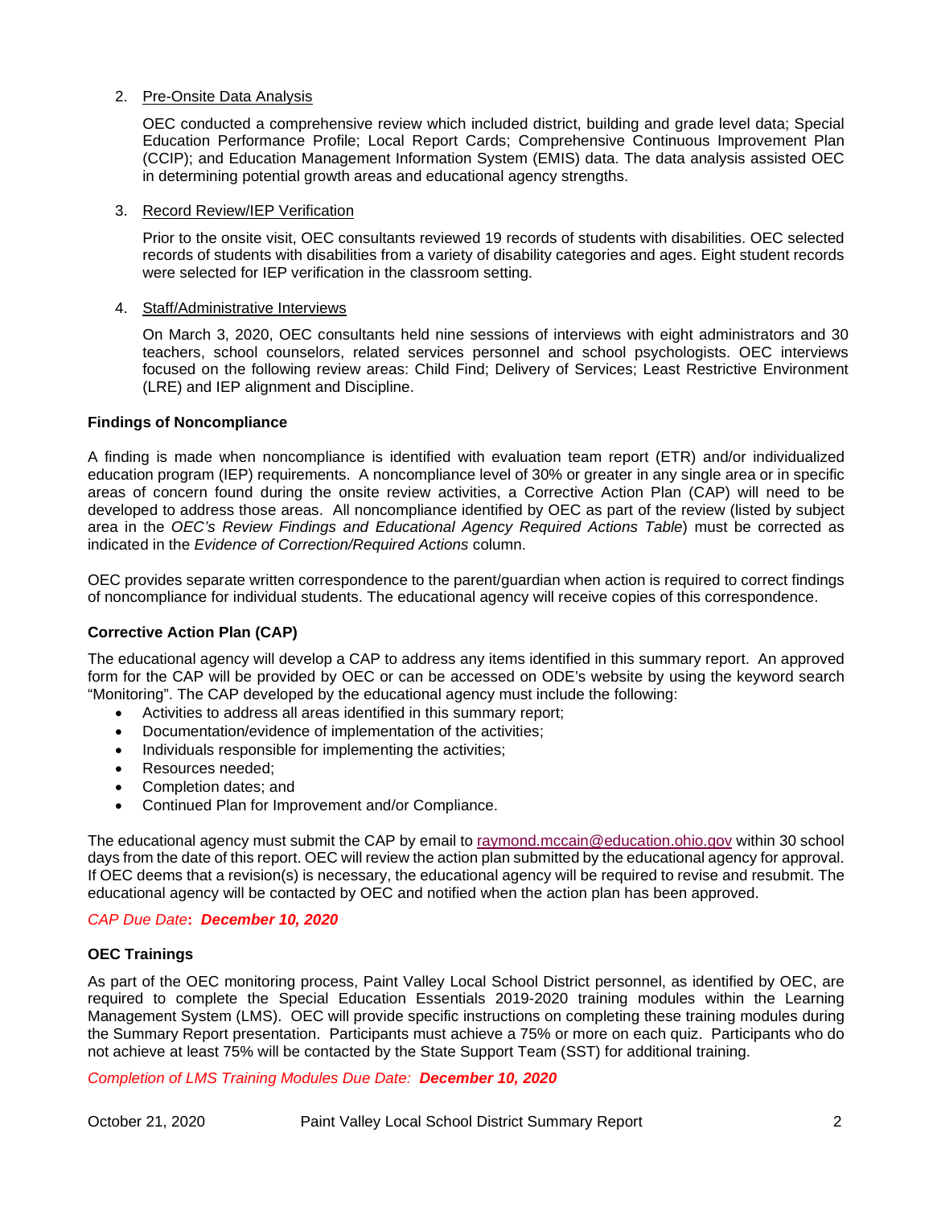2. Pre-Onsite Data Analysis

   OEC conducted a comprehensive review which included district, building and grade level data; Special Education Performance Profile; Local Report Cards; Comprehensive Continuous Improvement Plan (CCIP); and Education Management Information System (EMIS) data. The data analysis assisted OEC in determining potential growth areas and educational agency strengths.

3. Record Review/IEP Verification

   Prior to the onsite visit, OEC consultants reviewed 19 records of students with disabilities. OEC selected records of students with disabilities from a variety of disability categories and ages. Eight student records were selected for IEP verification in the classroom setting.

4. Staff/Administrative Interviews

   On March 3, 2020, OEC consultants held nine sessions of interviews with eight administrators and 30 teachers, school counselors, related services personnel and school psychologists. OEC interviews focused on the following review areas: Child Find; Delivery of Services; Least Restrictive Environment (LRE) and IEP alignment and Discipline.

**Findings of Noncompliance**

A finding is made when noncompliance is identified with evaluation team report (ETR) and/or individualized education program (IEP) requirements. A noncompliance level of 30% or greater in any single area or in specific areas of concern found during the onsite review activities, a Corrective Action Plan (CAP) will need to be developed to address those areas. All noncompliance identified by OEC as part of the review (listed by subject area in the *OEC's Review Findings and Educational Agency Required Actions Table*) must be corrected as indicated in the *Evidence of Correction/Required Actions* column.

OEC provides separate written correspondence to the parent/guardian when action is required to correct findings of noncompliance for individual students. The educational agency will receive copies of this correspondence.

**Corrective Action Plan (CAP)**

The educational agency will develop a CAP to address any items identified in this summary report. An approved form for the CAP will be provided by OEC or can be accessed on ODE's website by using the keyword search "Monitoring". The CAP developed by the educational agency must include the following:

- Activities to address all areas identified in this summary report;
- Documentation/evidence of implementation of the activities;
- Individuals responsible for implementing the activities;
- Resources needed;
- Completion dates; and
- Continued Plan for Improvement and/or Compliance.

The educational agency must submit the CAP by email to raymond.mccain@education.ohio.gov within 30 school days from the date of this report. OEC will review the action plan submitted by the educational agency for approval. If OEC deems that a revision(s) is necessary, the educational agency will be required to revise and resubmit. The educational agency will be contacted by OEC and notified when the action plan has been approved.

*CAP Due Date***:** ***December 10, 2020***

**OEC Trainings**

As part of the OEC monitoring process, Paint Valley Local School District personnel, as identified by OEC, are required to complete the Special Education Essentials 2019-2020 training modules within the Learning Management System (LMS). OEC will provide specific instructions on completing these training modules during the Summary Report presentation. Participants must achieve a 75% or more on each quiz. Participants who do not achieve at least 75% will be contacted by the State Support Team (SST) for additional training.

*Completion of LMS Training Modules Due Date:* ***December 10, 2020***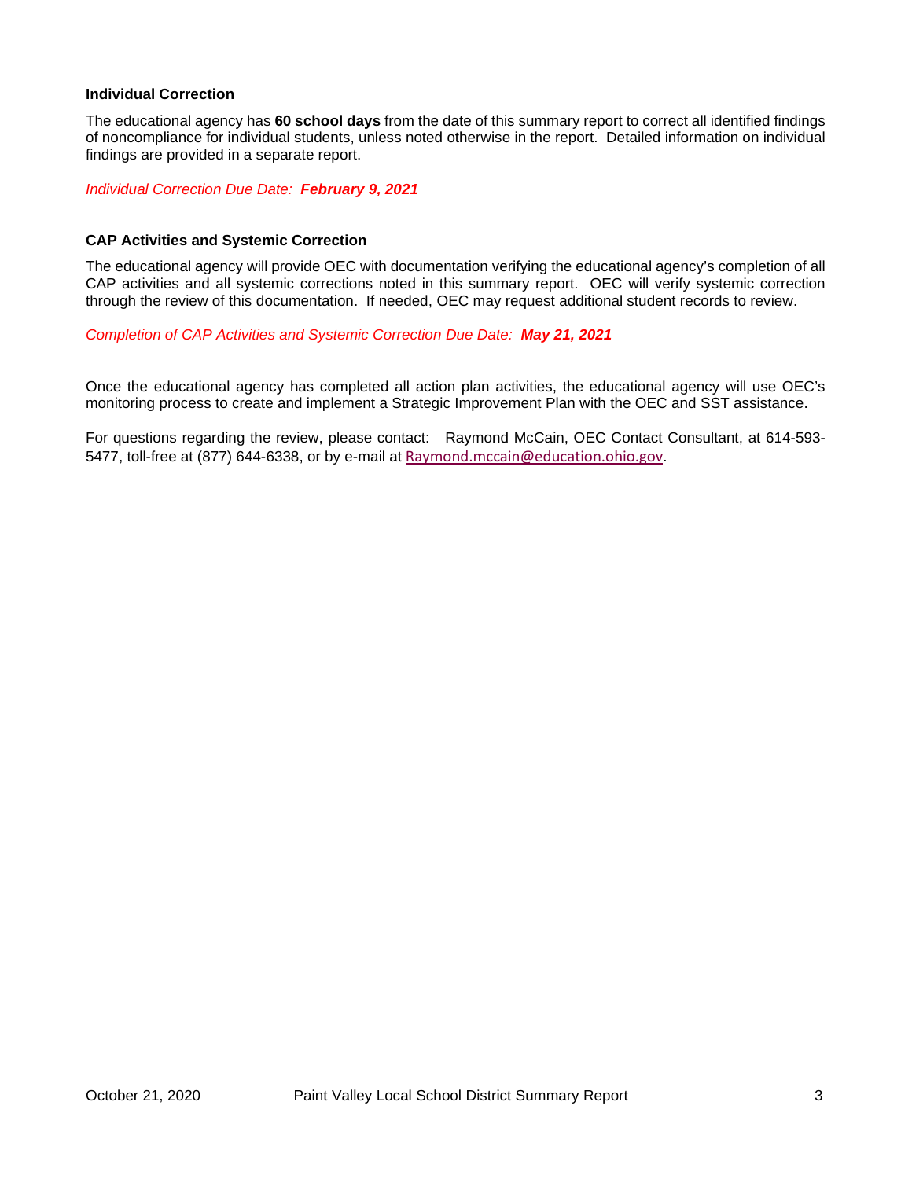### Individual Correction

The educational agency has **60 school days** from the date of this summary report to correct all identified findings of noncompliance for individual students, unless noted otherwise in the report. Detailed information on individual findings are provided in a separate report.

*Individual Correction Due Date:* ***February 9, 2021***

### CAP Activities and Systemic Correction

The educational agency will provide OEC with documentation verifying the educational agency's completion of all CAP activities and all systemic corrections noted in this summary report. OEC will verify systemic correction through the review of this documentation. If needed, OEC may request additional student records to review.

*Completion of CAP Activities and Systemic Correction Due Date:* ***May 21, 2021***

Once the educational agency has completed all action plan activities, the educational agency will use OEC's monitoring process to create and implement a Strategic Improvement Plan with the OEC and SST assistance.

For questions regarding the review, please contact: Raymond McCain, OEC Contact Consultant, at 614-593-5477, toll-free at (877) 644-6338, or by e-mail at Raymond.mccain@education.ohio.gov.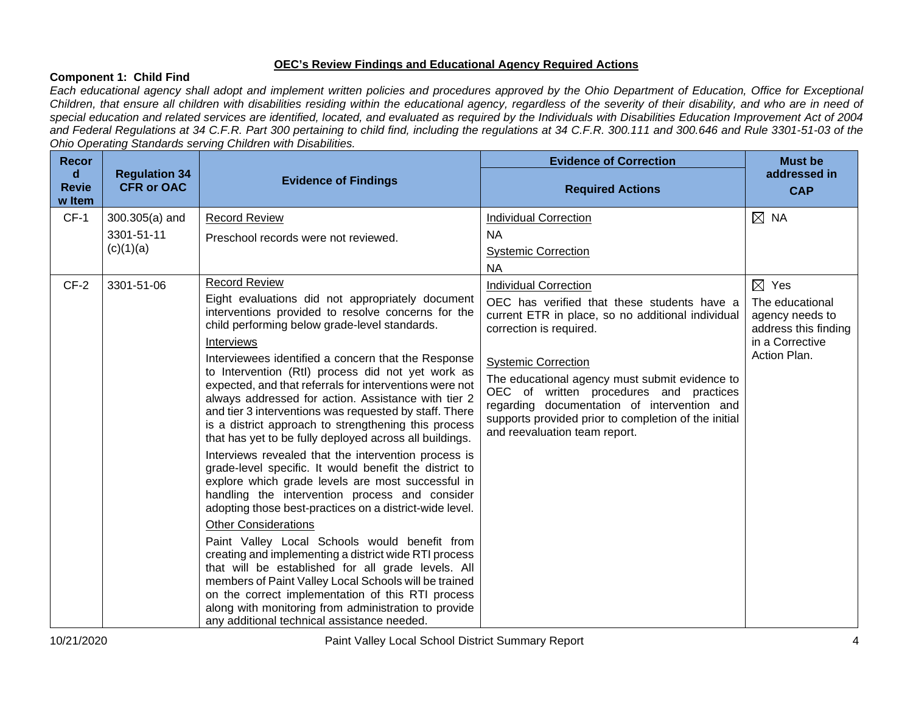**OEC's Review Findings and Educational Agency Required Actions**

**Component 1: Child Find**

*Each educational agency shall adopt and implement written policies and procedures approved by the Ohio Department of Education, Office for Exceptional Children, that ensure all children with disabilities residing within the educational agency, regardless of the severity of their disability, and who are in need of special education and related services are identified, located, and evaluated as required by the Individuals with Disabilities Education Improvement Act of 2004 and Federal Regulations at 34 C.F.R. Part 300 pertaining to child find, including the regulations at 34 C.F.R. 300.111 and 300.646 and Rule 3301-51-03 of the Ohio Operating Standards serving Children with Disabilities.*

| Record Review Item | Regulation 34 CFR or OAC | Evidence of Findings | Evidence of Correction<br>Required Actions | Must be addressed in CAP |
|---|---|---|---|---|
| CF-1 | 300.305(a) and 3301-51-11 (c)(1)(a) | Record Review<br>Preschool records were not reviewed. | Individual Correction<br>NA<br>Systemic Correction<br>NA | ☒ NA |
| CF-2 | 3301-51-06 | Record Review<br>Eight evaluations did not appropriately document interventions provided to resolve concerns for the child performing below grade-level standards.<br>Interviews<br>Interviewees identified a concern that the Response to Intervention (RtI) process did not yet work as expected, and that referrals for interventions were not always addressed for action. Assistance with tier 2 and tier 3 interventions was requested by staff. There is a district approach to strengthening this process that has yet to be fully deployed across all buildings.<br>Interviews revealed that the intervention process is grade-level specific. It would benefit the district to explore which grade levels are most successful in handling the intervention process and consider adopting those best-practices on a district-wide level.<br>Other Considerations<br>Paint Valley Local Schools would benefit from creating and implementing a district wide RTI process that will be established for all grade levels. All members of Paint Valley Local Schools will be trained on the correct implementation of this RTI process along with monitoring from administration to provide any additional technical assistance needed. | Individual Correction<br>OEC has verified that these students have a current ETR in place, so no additional individual correction is required.<br>Systemic Correction<br>The educational agency must submit evidence to OEC of written procedures and practices regarding documentation of intervention and supports provided prior to completion of the initial and reevaluation team report. | ☒ Yes<br>The educational agency needs to address this finding in a Corrective Action Plan. |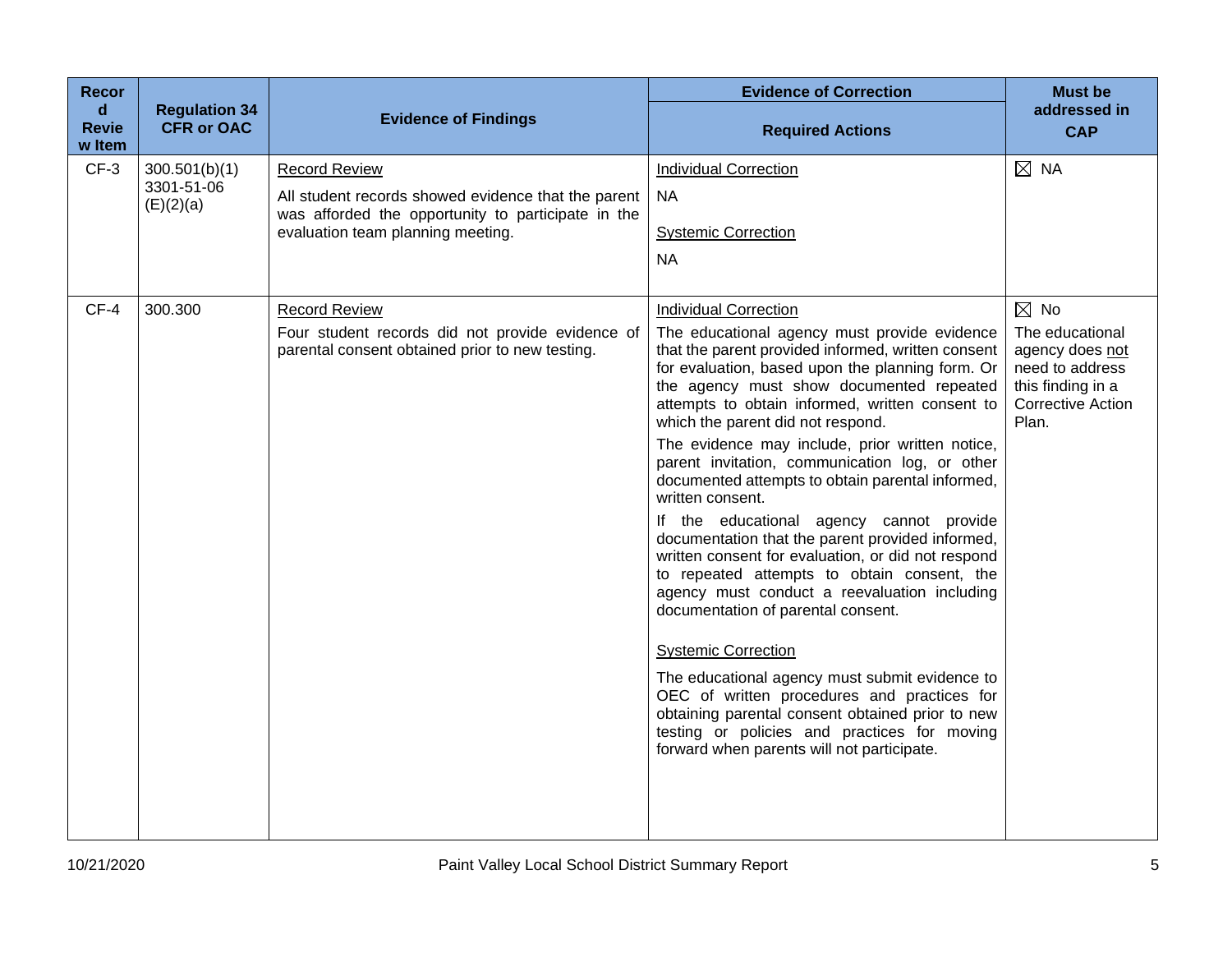| Record Review Item | Regulation 34 CFR or OAC | Evidence of Findings | Evidence of Correction<br>Required Actions | Must be addressed in CAP |
|---|---|---|---|---|
| CF-3 | 300.501(b)(1)<br>3301-51-06 (E)(2)(a) | Record Review<br>All student records showed evidence that the parent was afforded the opportunity to participate in the evaluation team planning meeting. | Individual Correction<br>NA<br>Systemic Correction<br>NA | ☒ NA |
| CF-4 | 300.300 | Record Review<br>Four student records did not provide evidence of parental consent obtained prior to new testing. | Individual Correction<br>The educational agency must provide evidence that the parent provided informed, written consent for evaluation, based upon the planning form. Or the agency must show documented repeated attempts to obtain informed, written consent to which the parent did not respond.<br>The evidence may include, prior written notice, parent invitation, communication log, or other documented attempts to obtain parental informed, written consent.<br>If the educational agency cannot provide documentation that the parent provided informed, written consent for evaluation, or did not respond to repeated attempts to obtain consent, the agency must conduct a reevaluation including documentation of parental consent.<br>Systemic Correction<br>The educational agency must submit evidence to OEC of written procedures and practices for obtaining parental consent obtained prior to new testing or policies and practices for moving forward when parents will not participate. | ☒ No<br>The educational agency does not need to address this finding in a Corrective Action Plan. |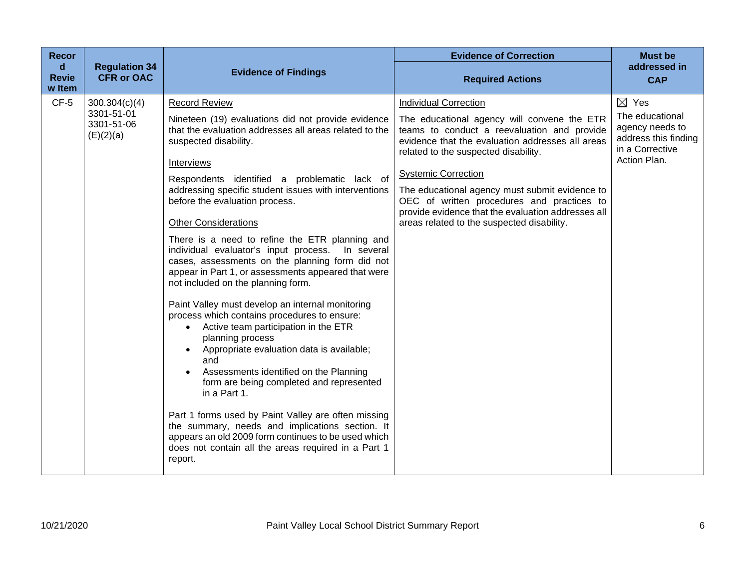| Record Review Item | Regulation 34 CFR or OAC | Evidence of Findings | Evidence of Correction<br><br>Required Actions | Must be addressed in CAP |
|---|---|---|---|---|
| CF-5 | 300.304(c)(4)<br>3301-51-01<br>3301-51-06 (E)(2)(a) | <u>Record Review</u><br><br>Nineteen (19) evaluations did not provide evidence that the evaluation addresses all areas related to the suspected disability.<br><br><u>Interviews</u><br><br>Respondents identified a problematic lack of addressing specific student issues with interventions before the evaluation process.<br><br><u>Other Considerations</u><br><br>There is a need to refine the ETR planning and individual evaluator's input process. In several cases, assessments on the planning form did not appear in Part 1, or assessments appeared that were not included on the planning form.<br><br>Paint Valley must develop an internal monitoring process which contains procedures to ensure:<br>• Active team participation in the ETR planning process<br>• Appropriate evaluation data is available; and<br>• Assessments identified on the Planning form are being completed and represented in a Part 1.<br><br>Part 1 forms used by Paint Valley are often missing the summary, needs and implications section. It appears an old 2009 form continues to be used which does not contain all the areas required in a Part 1 report. | <u>Individual Correction</u><br><br>The educational agency will convene the ETR teams to conduct a reevaluation and provide evidence that the evaluation addresses all areas related to the suspected disability.<br><br><u>Systemic Correction</u><br><br>The educational agency must submit evidence to OEC of written procedures and practices to provide evidence that the evaluation addresses all areas related to the suspected disability. | ☒ Yes<br>The educational agency needs to address this finding in a Corrective Action Plan. |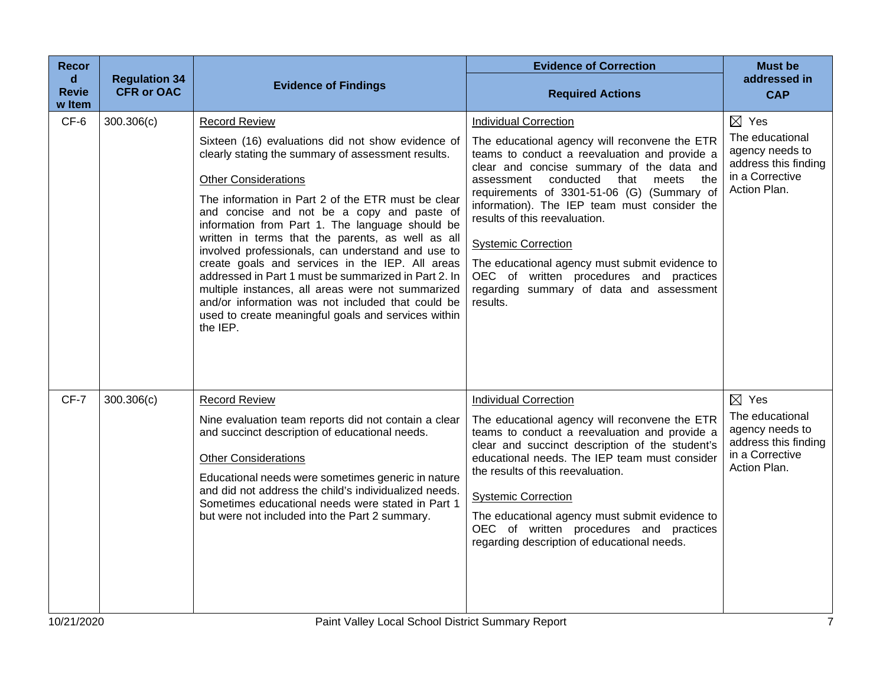| Record Review Item | Regulation 34 CFR or OAC | Evidence of Findings | Evidence of Correction Required Actions | Must be addressed in CAP |
|---|---|---|---|---|
| CF-6 | 300.306(c) | Record Review<br><br>Sixteen (16) evaluations did not show evidence of clearly stating the summary of assessment results.<br><br>Other Considerations<br><br>The information in Part 2 of the ETR must be clear and concise and not be a copy and paste of information from Part 1. The language should be written in terms that the parents, as well as all involved professionals, can understand and use to create goals and services in the IEP. All areas addressed in Part 1 must be summarized in Part 2. In multiple instances, all areas were not summarized and/or information was not included that could be used to create meaningful goals and services within the IEP. | Individual Correction<br><br>The educational agency will reconvene the ETR teams to conduct a reevaluation and provide a clear and concise summary of the data and assessment conducted that meets the requirements of 3301-51-06 (G) (Summary of information). The IEP team must consider the results of this reevaluation.<br><br>Systemic Correction<br><br>The educational agency must submit evidence to OEC of written procedures and practices regarding summary of data and assessment results. | ☒ Yes<br>The educational agency needs to address this finding in a Corrective Action Plan. |
| CF-7 | 300.306(c) | Record Review<br><br>Nine evaluation team reports did not contain a clear and succinct description of educational needs.<br><br>Other Considerations<br><br>Educational needs were sometimes generic in nature and did not address the child's individualized needs. Sometimes educational needs were stated in Part 1 but were not included into the Part 2 summary. | Individual Correction<br><br>The educational agency will reconvene the ETR teams to conduct a reevaluation and provide a clear and succinct description of the student's educational needs. The IEP team must consider the results of this reevaluation.<br><br>Systemic Correction<br><br>The educational agency must submit evidence to OEC of written procedures and practices regarding description of educational needs. | ☒ Yes<br>The educational agency needs to address this finding in a Corrective Action Plan. |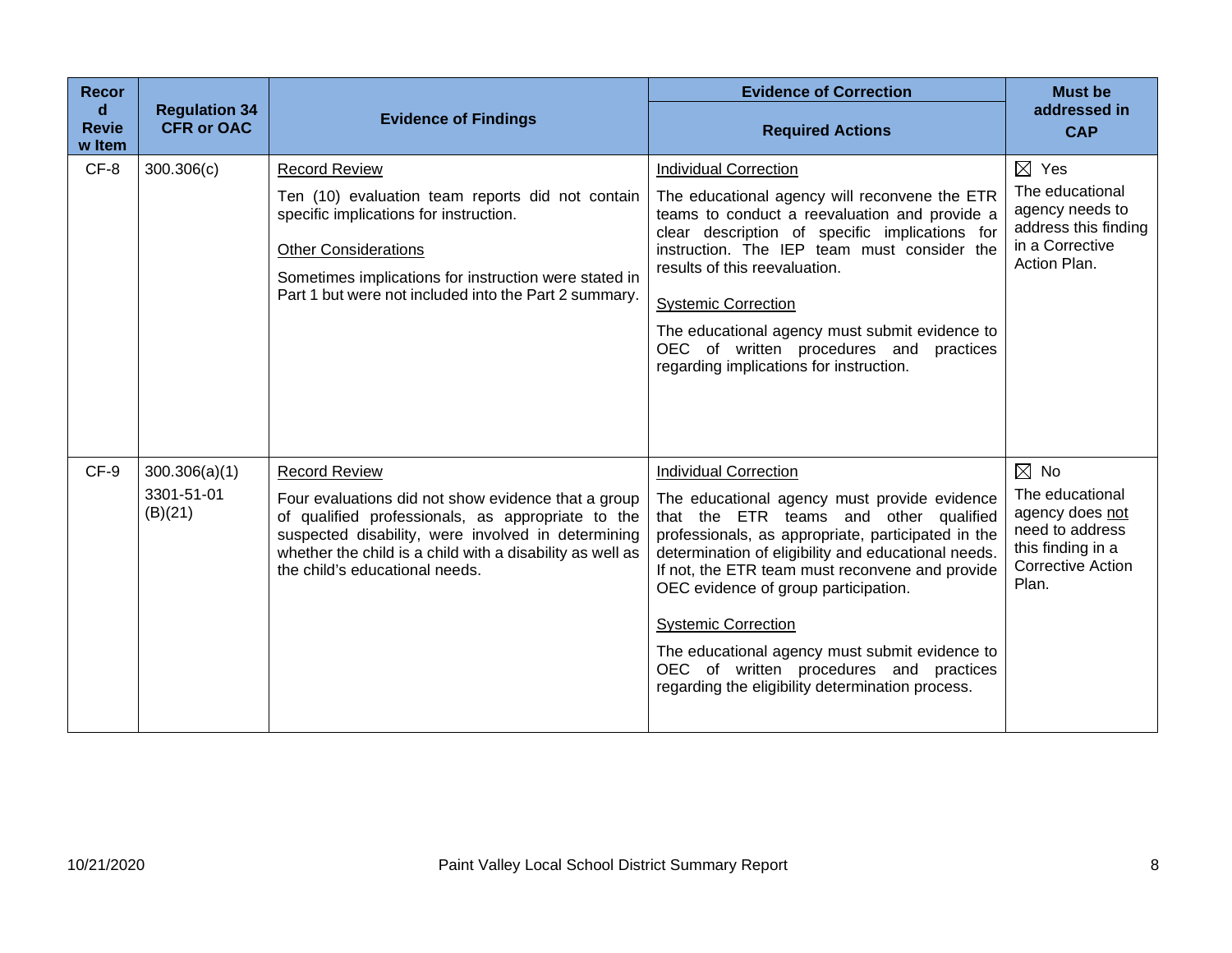| Record Review Item | Regulation 34 CFR or OAC | Evidence of Findings | Evidence of Correction | Must be addressed in CAP |
|---|---|---|---|---|
| | | | Required Actions | |
| CF-8 | 300.306(c) | <u>Record Review</u><br><br>Ten (10) evaluation team reports did not contain specific implications for instruction.<br><br><u>Other Considerations</u><br><br>Sometimes implications for instruction were stated in Part 1 but were not included into the Part 2 summary. | <u>Individual Correction</u><br><br>The educational agency will reconvene the ETR teams to conduct a reevaluation and provide a clear description of specific implications for instruction. The IEP team must consider the results of this reevaluation.<br><br><u>Systemic Correction</u><br><br>The educational agency must submit evidence to OEC of written procedures and practices regarding implications for instruction. | ☒ Yes<br>The educational agency needs to address this finding in a Corrective Action Plan. |
| CF-9 | 300.306(a)(1)<br><br>3301-51-01 (B)(21) | <u>Record Review</u><br><br>Four evaluations did not show evidence that a group of qualified professionals, as appropriate to the suspected disability, were involved in determining whether the child is a child with a disability as well as the child's educational needs. | <u>Individual Correction</u><br><br>The educational agency must provide evidence that the ETR teams and other qualified professionals, as appropriate, participated in the determination of eligibility and educational needs. If not, the ETR team must reconvene and provide OEC evidence of group participation.<br><br><u>Systemic Correction</u><br><br>The educational agency must submit evidence to OEC of written procedures and practices regarding the eligibility determination process. | ☒ No<br>The educational agency does <u>not</u> need to address this finding in a Corrective Action Plan. |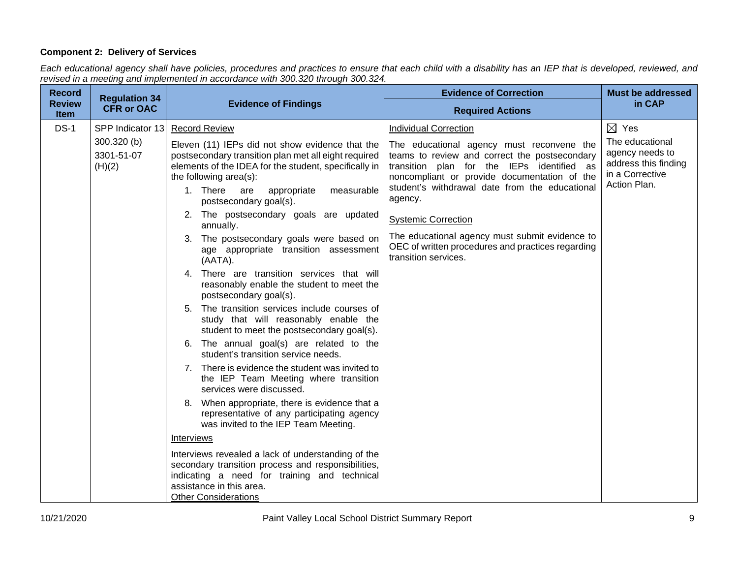**Component 2: Delivery of Services**

*Each educational agency shall have policies, procedures and practices to ensure that each child with a disability has an IEP that is developed, reviewed, and revised in a meeting and implemented in accordance with 300.320 through 300.324.*

| Record Review Item | Regulation 34 CFR or OAC | Evidence of Findings | Evidence of Correction<br>Required Actions | Must be addressed in CAP |
|---|---|---|---|---|
| DS-1 | SPP Indicator 13<br>300.320 (b)<br>3301-51-07 (H)(2) | <u>Record Review</u><br>Eleven (11) IEPs did not show evidence that the postsecondary transition plan met all eight required elements of the IDEA for the student, specifically in the following area(s):<br>1. There are appropriate measurable postsecondary goal(s).<br>2. The postsecondary goals are updated annually.<br>3. The postsecondary goals were based on age appropriate transition assessment (AATA).<br>4. There are transition services that will reasonably enable the student to meet the postsecondary goal(s).<br>5. The transition services include courses of study that will reasonably enable the student to meet the postsecondary goal(s).<br>6. The annual goal(s) are related to the student's transition service needs.<br>7. There is evidence the student was invited to the IEP Team Meeting where transition services were discussed.<br>8. When appropriate, there is evidence that a representative of any participating agency was invited to the IEP Team Meeting.<br><u>Interviews</u><br>Interviews revealed a lack of understanding of the secondary transition process and responsibilities, indicating a need for training and technical assistance in this area.<br><u>Other Considerations</u> | <u>Individual Correction</u><br>The educational agency must reconvene the teams to review and correct the postsecondary transition plan for the IEPs identified as noncompliant or provide documentation of the student's withdrawal date from the educational agency.<br><u>Systemic Correction</u><br>The educational agency must submit evidence to OEC of written procedures and practices regarding transition services. | ☒ Yes<br>The educational agency needs to address this finding in a Corrective Action Plan. |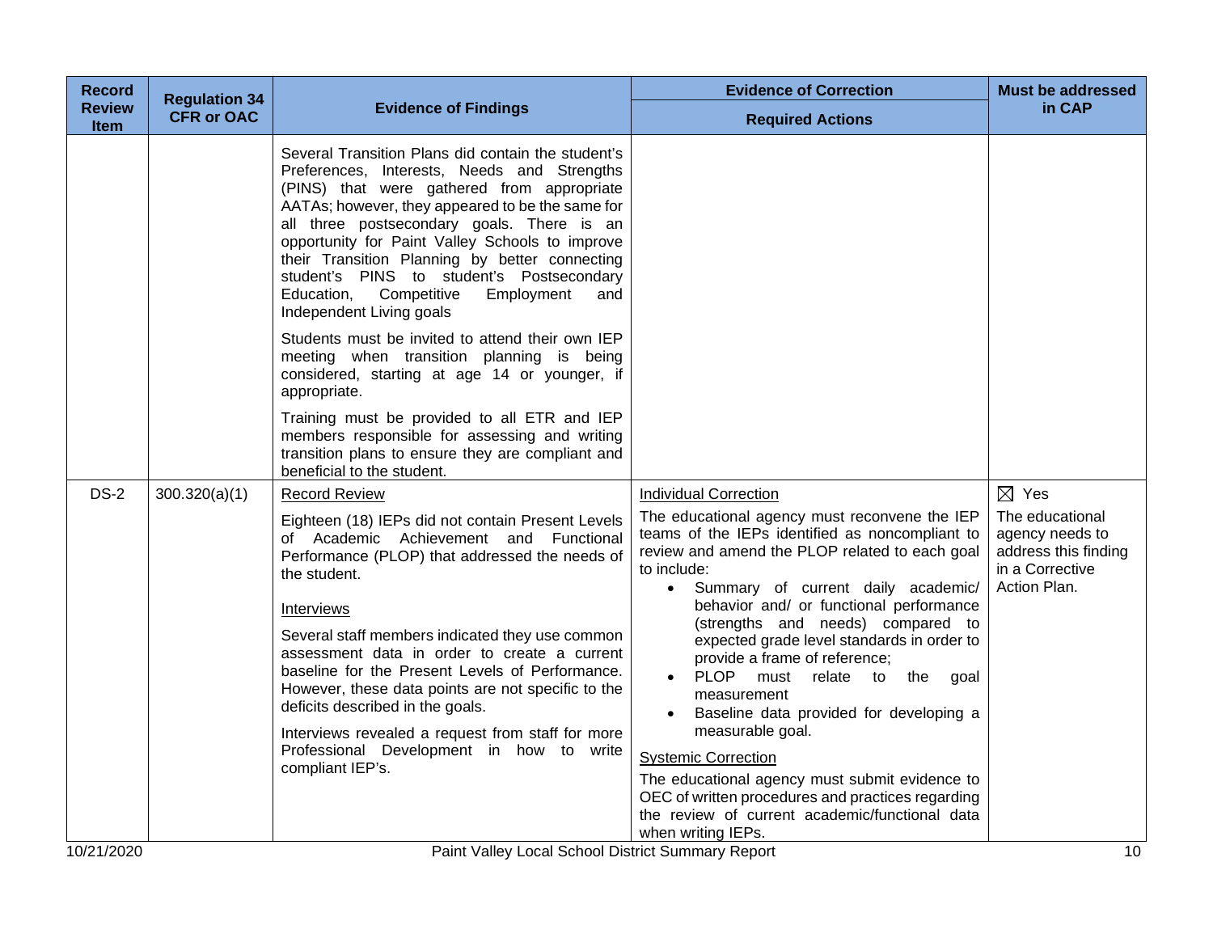| Record Review Item | Regulation 34 CFR or OAC | Evidence of Findings | Evidence of Correction<br>Required Actions | Must be addressed in CAP |
|---|---|---|---|---|
| | | Several Transition Plans did contain the student's Preferences, Interests, Needs and Strengths (PINS) that were gathered from appropriate AATAs; however, they appeared to be the same for all three postsecondary goals. There is an opportunity for Paint Valley Schools to improve their Transition Planning by better connecting student's PINS to student's Postsecondary Education, Competitive Employment and Independent Living goals<br><br>Students must be invited to attend their own IEP meeting when transition planning is being considered, starting at age 14 or younger, if appropriate.<br><br>Training must be provided to all ETR and IEP members responsible for assessing and writing transition plans to ensure they are compliant and beneficial to the student. | | |
| DS-2 | 300.320(a)(1) | <u>Record Review</u><br><br>Eighteen (18) IEPs did not contain Present Levels of Academic Achievement and Functional Performance (PLOP) that addressed the needs of the student.<br><br><u>Interviews</u><br><br>Several staff members indicated they use common assessment data in order to create a current baseline for the Present Levels of Performance. However, these data points are not specific to the deficits described in the goals.<br><br>Interviews revealed a request from staff for more Professional Development in how to write compliant IEP's. | <u>Individual Correction</u><br><br>The educational agency must reconvene the IEP teams of the IEPs identified as noncompliant to review and amend the PLOP related to each goal to include:<br>• Summary of current daily academic/ behavior and/ or functional performance (strengths and needs) compared to expected grade level standards in order to provide a frame of reference;<br>• PLOP must relate to the goal measurement<br>• Baseline data provided for developing a measurable goal.<br><br><u>Systemic Correction</u><br><br>The educational agency must submit evidence to OEC of written procedures and practices regarding the review of current academic/functional data when writing IEPs. | ☒ Yes<br><br>The educational agency needs to address this finding in a Corrective Action Plan. |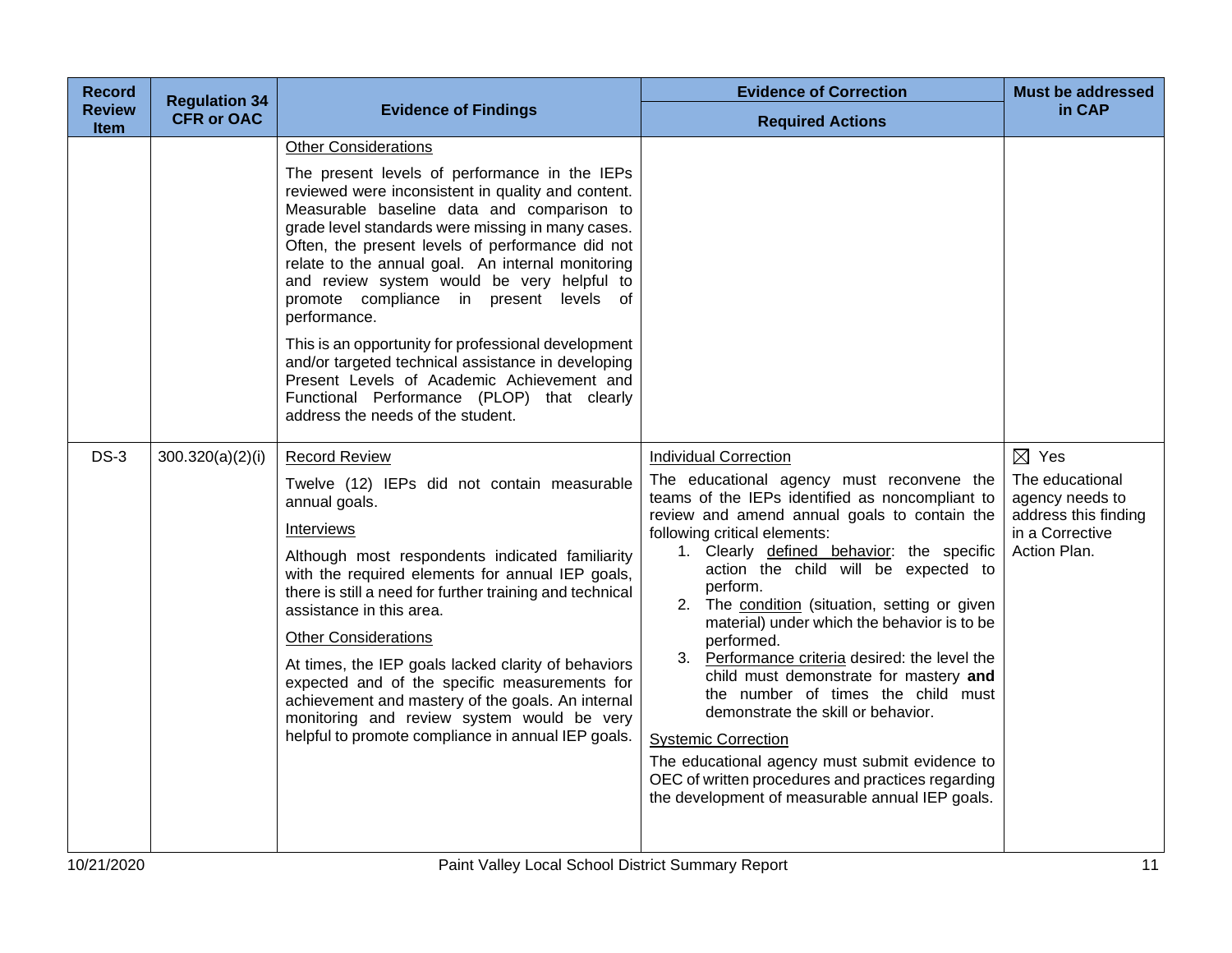| Record Review Item | Regulation 34 CFR or OAC | Evidence of Findings | Evidence of Correction Required Actions | Must be addressed in CAP |
|---|---|---|---|---|
| | | Other Considerations<br><br>The present levels of performance in the IEPs reviewed were inconsistent in quality and content. Measurable baseline data and comparison to grade level standards were missing in many cases. Often, the present levels of performance did not relate to the annual goal. An internal monitoring and review system would be very helpful to promote compliance in present levels of performance.<br><br>This is an opportunity for professional development and/or targeted technical assistance in developing Present Levels of Academic Achievement and Functional Performance (PLOP) that clearly address the needs of the student. | | |
| DS-3 | 300.320(a)(2)(i) | Record Review<br><br>Twelve (12) IEPs did not contain measurable annual goals.<br><br>Interviews<br><br>Although most respondents indicated familiarity with the required elements for annual IEP goals, there is still a need for further training and technical assistance in this area.<br><br>Other Considerations<br><br>At times, the IEP goals lacked clarity of behaviors expected and of the specific measurements for achievement and mastery of the goals. An internal monitoring and review system would be very helpful to promote compliance in annual IEP goals. | Individual Correction<br><br>The educational agency must reconvene the teams of the IEPs identified as noncompliant to review and amend annual goals to contain the following critical elements:<br>1. Clearly defined behavior: the specific action the child will be expected to perform.<br>2. The condition (situation, setting or given material) under which the behavior is to be performed.<br>3. Performance criteria desired: the level the child must demonstrate for mastery **and** the number of times the child must demonstrate the skill or behavior.<br><br>Systemic Correction<br><br>The educational agency must submit evidence to OEC of written procedures and practices regarding the development of measurable annual IEP goals. | ☒ Yes<br>The educational agency needs to address this finding in a Corrective Action Plan. |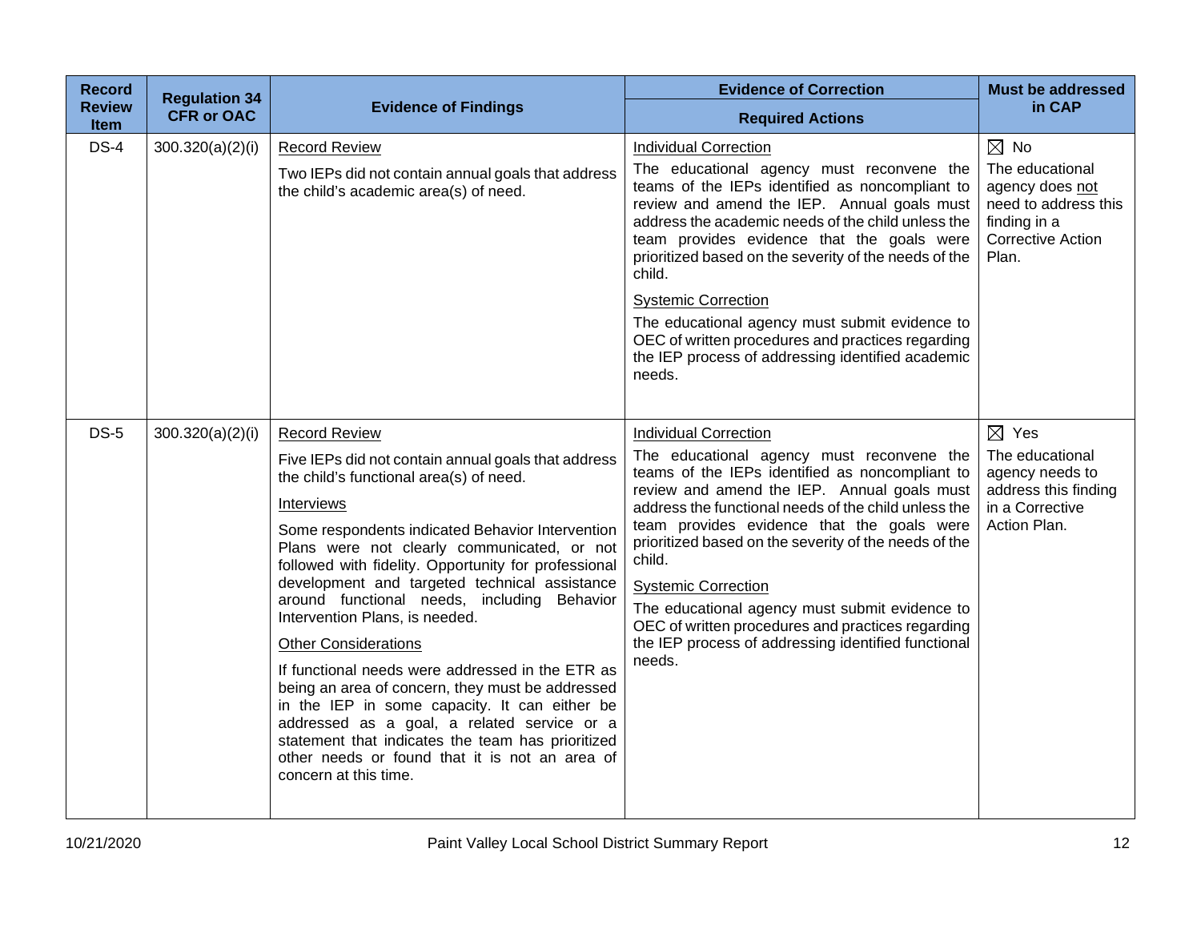| Record Review Item | Regulation 34 CFR or OAC | Evidence of Findings | Evidence of Correction<br>Required Actions | Must be addressed in CAP |
|---|---|---|---|---|
| DS-4 | 300.320(a)(2)(i) | Record Review<br><br>Two IEPs did not contain annual goals that address the child's academic area(s) of need. | Individual Correction<br><br>The educational agency must reconvene the teams of the IEPs identified as noncompliant to review and amend the IEP. Annual goals must address the academic needs of the child unless the team provides evidence that the goals were prioritized based on the severity of the needs of the child.<br><br>Systemic Correction<br><br>The educational agency must submit evidence to OEC of written procedures and practices regarding the IEP process of addressing identified academic needs. | ☒ No<br><br>The educational agency does not need to address this finding in a Corrective Action Plan. |
| DS-5 | 300.320(a)(2)(i) | Record Review<br><br>Five IEPs did not contain annual goals that address the child's functional area(s) of need.<br><br>Interviews<br><br>Some respondents indicated Behavior Intervention Plans were not clearly communicated, or not followed with fidelity. Opportunity for professional development and targeted technical assistance around functional needs, including Behavior Intervention Plans, is needed.<br><br>Other Considerations<br><br>If functional needs were addressed in the ETR as being an area of concern, they must be addressed in the IEP in some capacity. It can either be addressed as a goal, a related service or a statement that indicates the team has prioritized other needs or found that it is not an area of concern at this time. | Individual Correction<br><br>The educational agency must reconvene the teams of the IEPs identified as noncompliant to review and amend the IEP. Annual goals must address the functional needs of the child unless the team provides evidence that the goals were prioritized based on the severity of the needs of the child.<br><br>Systemic Correction<br><br>The educational agency must submit evidence to OEC of written procedures and practices regarding the IEP process of addressing identified functional needs. | ☒ Yes<br><br>The educational agency needs to address this finding in a Corrective Action Plan. |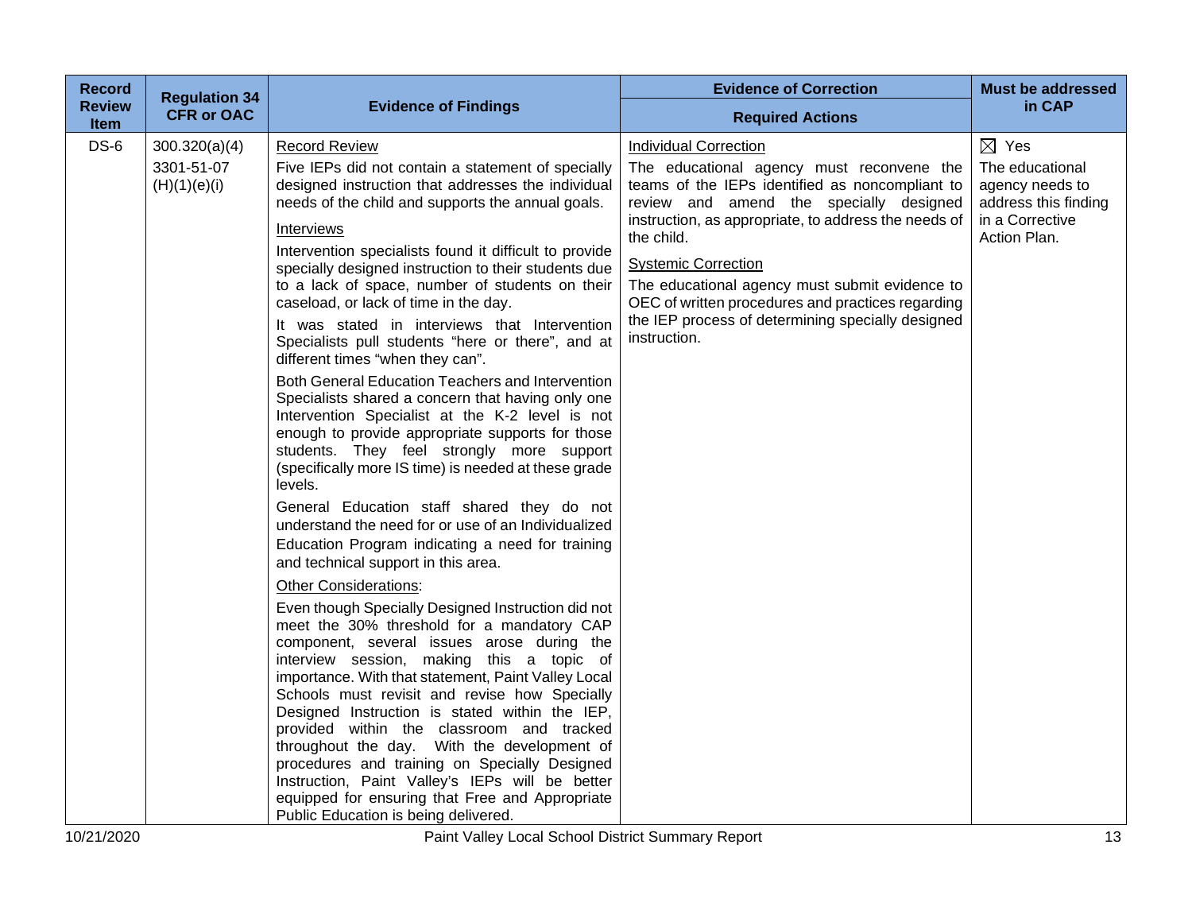| Record Review Item | Regulation 34 CFR or OAC | Evidence of Findings | Evidence of Correction<br>Required Actions | Must be addressed in CAP |
|---|---|---|---|---|
| DS-6 | 300.320(a)(4)<br>3301-51-07 (H)(1)(e)(i) | Record Review<br>Five IEPs did not contain a statement of specially designed instruction that addresses the individual needs of the child and supports the annual goals.<br>Interviews<br>Intervention specialists found it difficult to provide specially designed instruction to their students due to a lack of space, number of students on their caseload, or lack of time in the day.<br>It was stated in interviews that Intervention Specialists pull students "here or there", and at different times "when they can".<br>Both General Education Teachers and Intervention Specialists shared a concern that having only one Intervention Specialist at the K-2 level is not enough to provide appropriate supports for those students. They feel strongly more support (specifically more IS time) is needed at these grade levels.<br>General Education staff shared they do not understand the need for or use of an Individualized Education Program indicating a need for training and technical support in this area.<br>Other Considerations:<br>Even though Specially Designed Instruction did not meet the 30% threshold for a mandatory CAP component, several issues arose during the interview session, making this a topic of importance. With that statement, Paint Valley Local Schools must revisit and revise how Specially Designed Instruction is stated within the IEP, provided within the classroom and tracked throughout the day. With the development of procedures and training on Specially Designed Instruction, Paint Valley's IEPs will be better equipped for ensuring that Free and Appropriate Public Education is being delivered. | Individual Correction<br>The educational agency must reconvene the teams of the IEPs identified as noncompliant to review and amend the specially designed instruction, as appropriate, to address the needs of the child.<br>Systemic Correction<br>The educational agency must submit evidence to OEC of written procedures and practices regarding the IEP process of determining specially designed instruction. | ☒ Yes<br>The educational agency needs to address this finding in a Corrective Action Plan. |

10/21/2020 Paint Valley Local School District Summary Report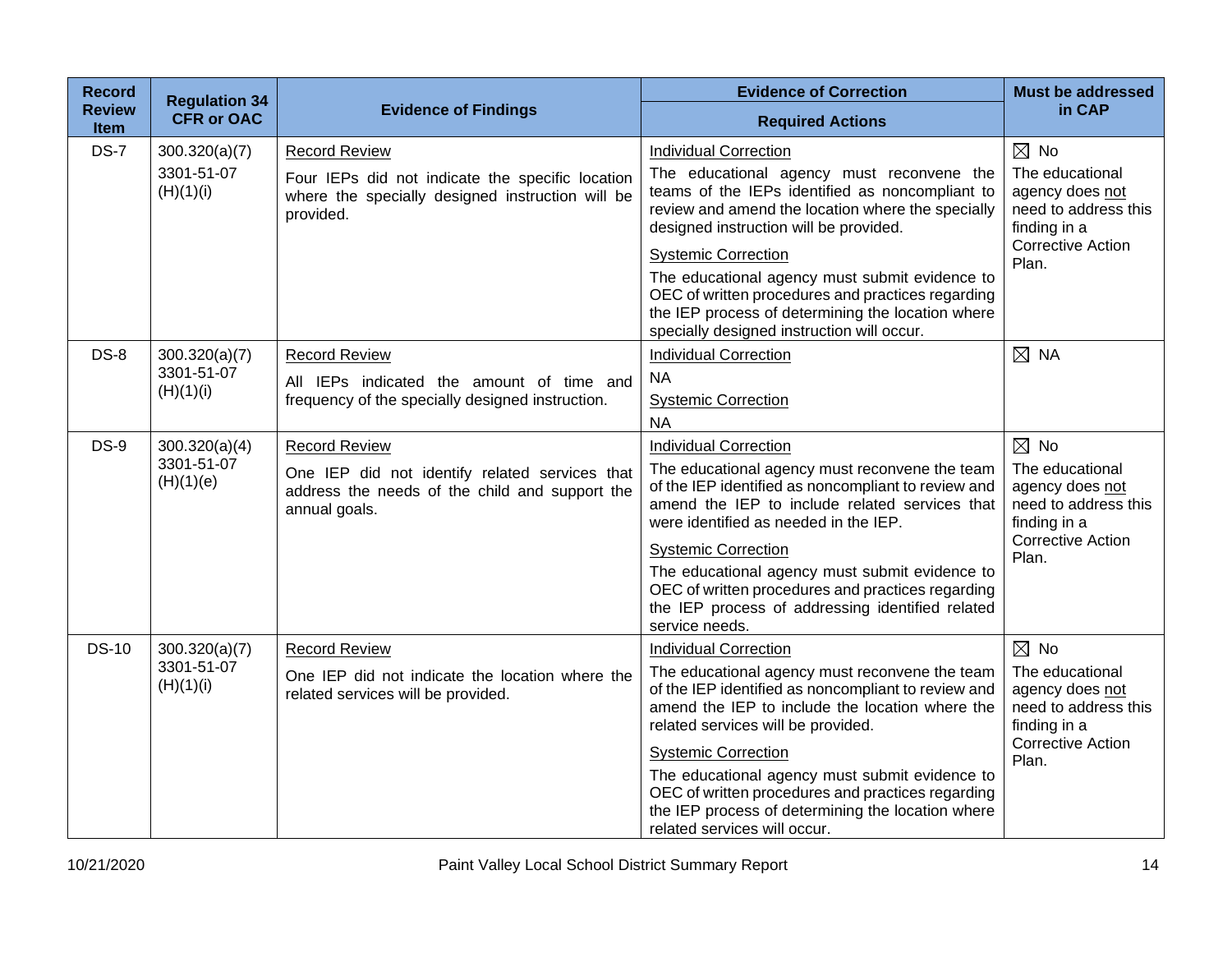| Record Review Item | Regulation 34 CFR or OAC | Evidence of Findings | Evidence of Correction<br>Required Actions | Must be addressed in CAP |
|---|---|---|---|---|
| DS-7 | 300.320(a)(7)<br>3301-51-07 (H)(1)(i) | Record Review<br>Four IEPs did not indicate the specific location where the specially designed instruction will be provided. | Individual Correction<br>The educational agency must reconvene the teams of the IEPs identified as noncompliant to review and amend the location where the specially designed instruction will be provided.<br>Systemic Correction<br>The educational agency must submit evidence to OEC of written procedures and practices regarding the IEP process of determining the location where specially designed instruction will occur. | ☒ No<br>The educational agency does not need to address this finding in a Corrective Action Plan. |
| DS-8 | 300.320(a)(7)<br>3301-51-07 (H)(1)(i) | Record Review<br>All IEPs indicated the amount of time and frequency of the specially designed instruction. | Individual Correction<br>NA<br>Systemic Correction<br>NA | ☒ NA |
| DS-9 | 300.320(a)(4)<br>3301-51-07 (H)(1)(e) | Record Review<br>One IEP did not identify related services that address the needs of the child and support the annual goals. | Individual Correction<br>The educational agency must reconvene the team of the IEP identified as noncompliant to review and amend the IEP to include related services that were identified as needed in the IEP.<br>Systemic Correction<br>The educational agency must submit evidence to OEC of written procedures and practices regarding the IEP process of addressing identified related service needs. | ☒ No<br>The educational agency does not need to address this finding in a Corrective Action Plan. |
| DS-10 | 300.320(a)(7)<br>3301-51-07 (H)(1)(i) | Record Review<br>One IEP did not indicate the location where the related services will be provided. | Individual Correction<br>The educational agency must reconvene the team of the IEP identified as noncompliant to review and amend the IEP to include the location where the related services will be provided.<br>Systemic Correction<br>The educational agency must submit evidence to OEC of written procedures and practices regarding the IEP process of determining the location where related services will occur. | ☒ No<br>The educational agency does not need to address this finding in a Corrective Action Plan. |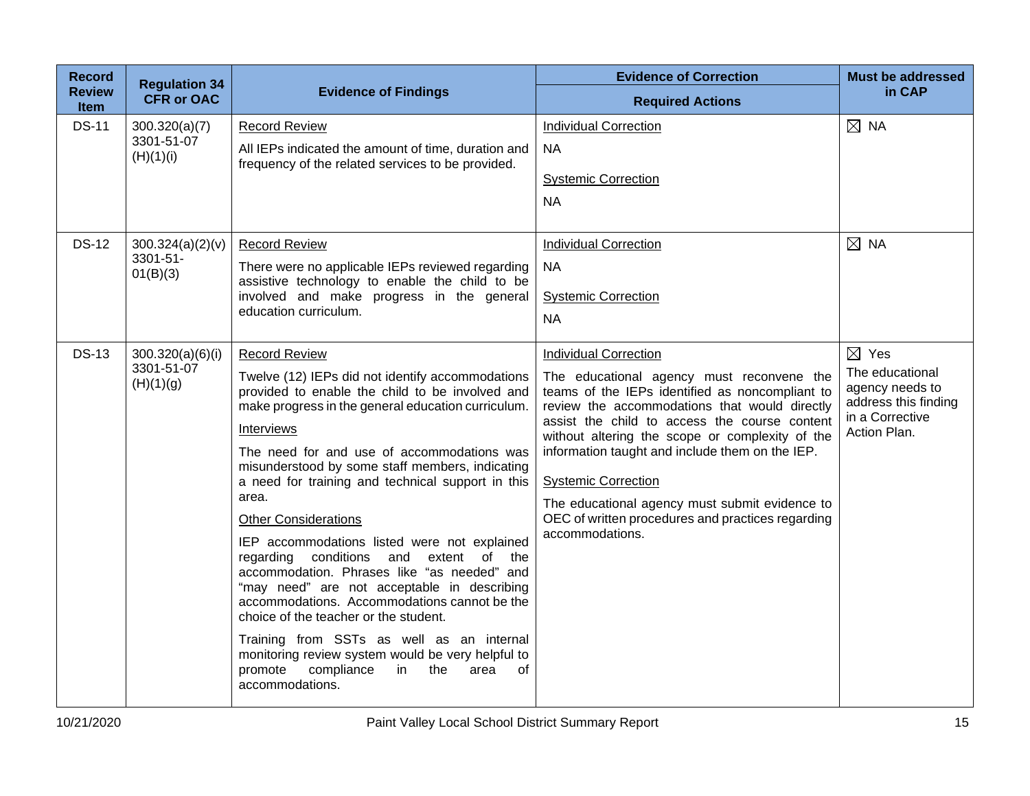| Record Review Item | Regulation 34 CFR or OAC | Evidence of Findings | Evidence of Correction<br>Required Actions | Must be addressed in CAP |
|---|---|---|---|---|
| DS-11 | 300.320(a)(7)<br>3301-51-07 (H)(1)(i) | Record Review<br>All IEPs indicated the amount of time, duration and frequency of the related services to be provided. | Individual Correction<br>NA<br>Systemic Correction<br>NA | ☒ NA |
| DS-12 | 300.324(a)(2)(v)<br>3301-51-01(B)(3) | Record Review<br>There were no applicable IEPs reviewed regarding assistive technology to enable the child to be involved and make progress in the general education curriculum. | Individual Correction<br>NA<br>Systemic Correction<br>NA | ☒ NA |
| DS-13 | 300.320(a)(6)(i)<br>3301-51-07 (H)(1)(g) | Record Review<br>Twelve (12) IEPs did not identify accommodations provided to enable the child to be involved and make progress in the general education curriculum.<br>Interviews<br>The need for and use of accommodations was misunderstood by some staff members, indicating a need for training and technical support in this area.<br>Other Considerations<br>IEP accommodations listed were not explained regarding conditions and extent of the accommodation. Phrases like "as needed" and "may need" are not acceptable in describing accommodations. Accommodations cannot be the choice of the teacher or the student.<br>Training from SSTs as well as an internal monitoring review system would be very helpful to promote compliance in the area of accommodations. | Individual Correction<br>The educational agency must reconvene the teams of the IEPs identified as noncompliant to review the accommodations that would directly assist the child to access the course content without altering the scope or complexity of the information taught and include them on the IEP.<br>Systemic Correction<br>The educational agency must submit evidence to OEC of written procedures and practices regarding accommodations. | ☒ Yes<br>The educational agency needs to address this finding in a Corrective Action Plan. |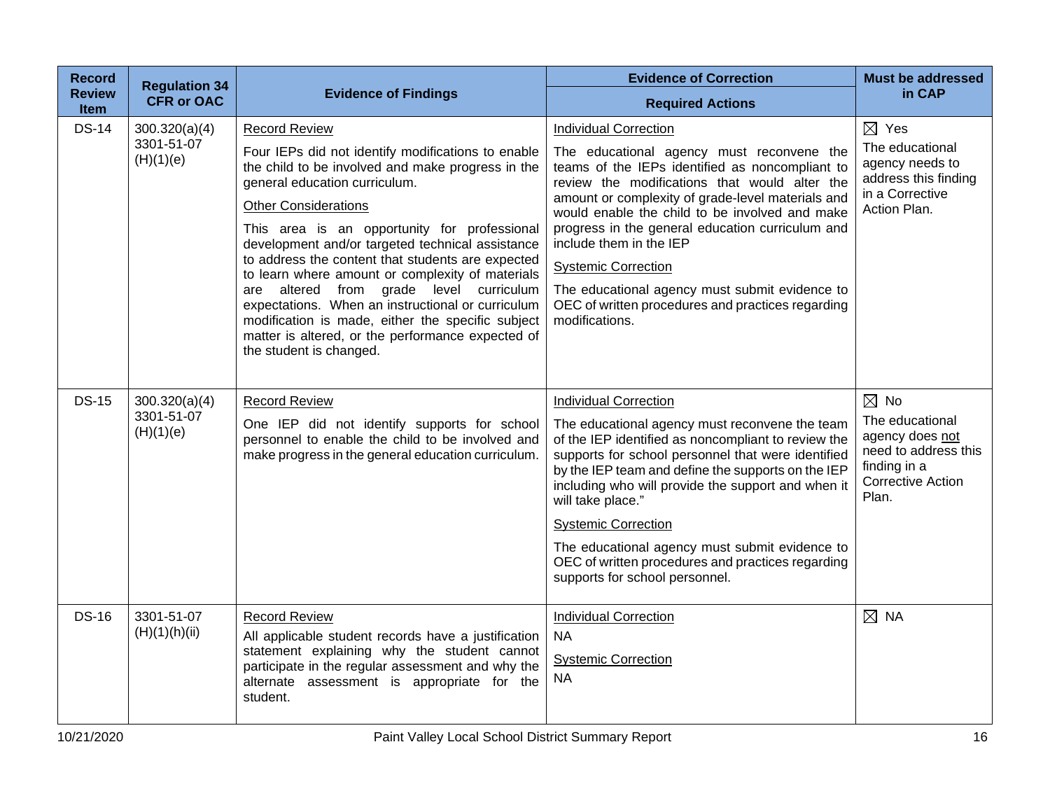| Record Review Item | Regulation 34 CFR or OAC | Evidence of Findings | Evidence of Correction<br>Required Actions | Must be addressed in CAP |
|---|---|---|---|---|
| DS-14 | 300.320(a)(4)<br>3301-51-07 (H)(1)(e) | <u>Record Review</u><br>Four IEPs did not identify modifications to enable the child to be involved and make progress in the general education curriculum.<br><u>Other Considerations</u><br>This area is an opportunity for professional development and/or targeted technical assistance to address the content that students are expected to learn where amount or complexity of materials are altered from grade level curriculum expectations. When an instructional or curriculum modification is made, either the specific subject matter is altered, or the performance expected of the student is changed. | <u>Individual Correction</u><br>The educational agency must reconvene the teams of the IEPs identified as noncompliant to review the modifications that would alter the amount or complexity of grade-level materials and would enable the child to be involved and make progress in the general education curriculum and include them in the IEP<br><u>Systemic Correction</u><br>The educational agency must submit evidence to OEC of written procedures and practices regarding modifications. | ☒ Yes<br>The educational agency needs to address this finding in a Corrective Action Plan. |
| DS-15 | 300.320(a)(4)<br>3301-51-07 (H)(1)(e) | <u>Record Review</u><br>One IEP did not identify supports for school personnel to enable the child to be involved and make progress in the general education curriculum. | <u>Individual Correction</u><br>The educational agency must reconvene the team of the IEP identified as noncompliant to review the supports for school personnel that were identified by the IEP team and define the supports on the IEP including who will provide the support and when it will take place."<br><u>Systemic Correction</u><br>The educational agency must submit evidence to OEC of written procedures and practices regarding supports for school personnel. | ☒ No<br>The educational agency does <u>not</u> need to address this finding in a Corrective Action Plan. |
| DS-16 | 3301-51-07 (H)(1)(h)(ii) | <u>Record Review</u><br>All applicable student records have a justification statement explaining why the student cannot participate in the regular assessment and why the alternate assessment is appropriate for the student. | <u>Individual Correction</u><br>NA<br><u>Systemic Correction</u><br>NA | ☒ NA |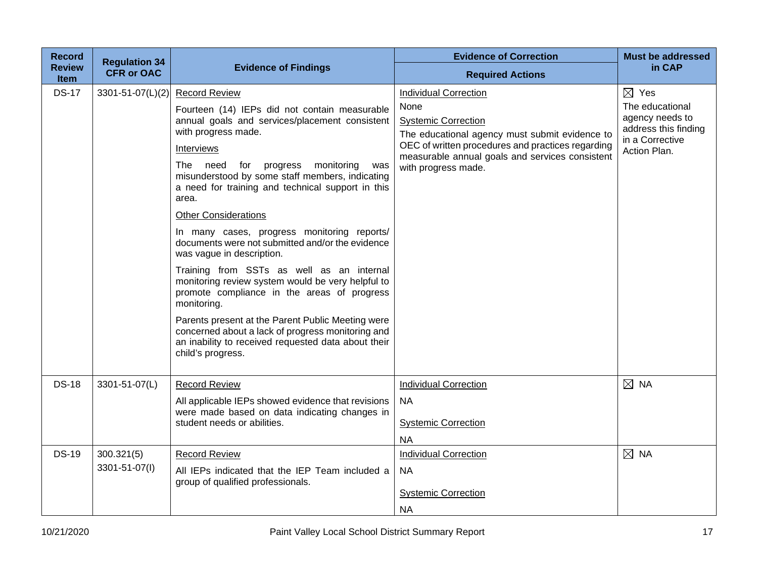| Record Review Item | Regulation 34 CFR or OAC | Evidence of Findings | Evidence of Correction<br>Required Actions | Must be addressed in CAP |
|---|---|---|---|---|
| DS-17 | 3301-51-07(L)(2) | <u>Record Review</u><br>Fourteen (14) IEPs did not contain measurable annual goals and services/placement consistent with progress made.<br><u>Interviews</u><br>The need for progress monitoring was misunderstood by some staff members, indicating a need for training and technical support in this area.<br><u>Other Considerations</u><br>In many cases, progress monitoring reports/ documents were not submitted and/or the evidence was vague in description.<br>Training from SSTs as well as an internal monitoring review system would be very helpful to promote compliance in the areas of progress monitoring.<br>Parents present at the Parent Public Meeting were concerned about a lack of progress monitoring and an inability to received requested data about their child's progress. | <u>Individual Correction</u><br>None<br><u>Systemic Correction</u><br>The educational agency must submit evidence to OEC of written procedures and practices regarding measurable annual goals and services consistent with progress made. | ☒ Yes<br>The educational agency needs to address this finding in a Corrective Action Plan. |
| DS-18 | 3301-51-07(L) | <u>Record Review</u><br>All applicable IEPs showed evidence that revisions were made based on data indicating changes in student needs or abilities. | <u>Individual Correction</u><br>NA<br><u>Systemic Correction</u><br>NA | ☒ NA |
| DS-19 | 300.321(5)<br>3301-51-07(I) | <u>Record Review</u><br>All IEPs indicated that the IEP Team included a group of qualified professionals. | <u>Individual Correction</u><br>NA<br><u>Systemic Correction</u><br>NA | ☒ NA |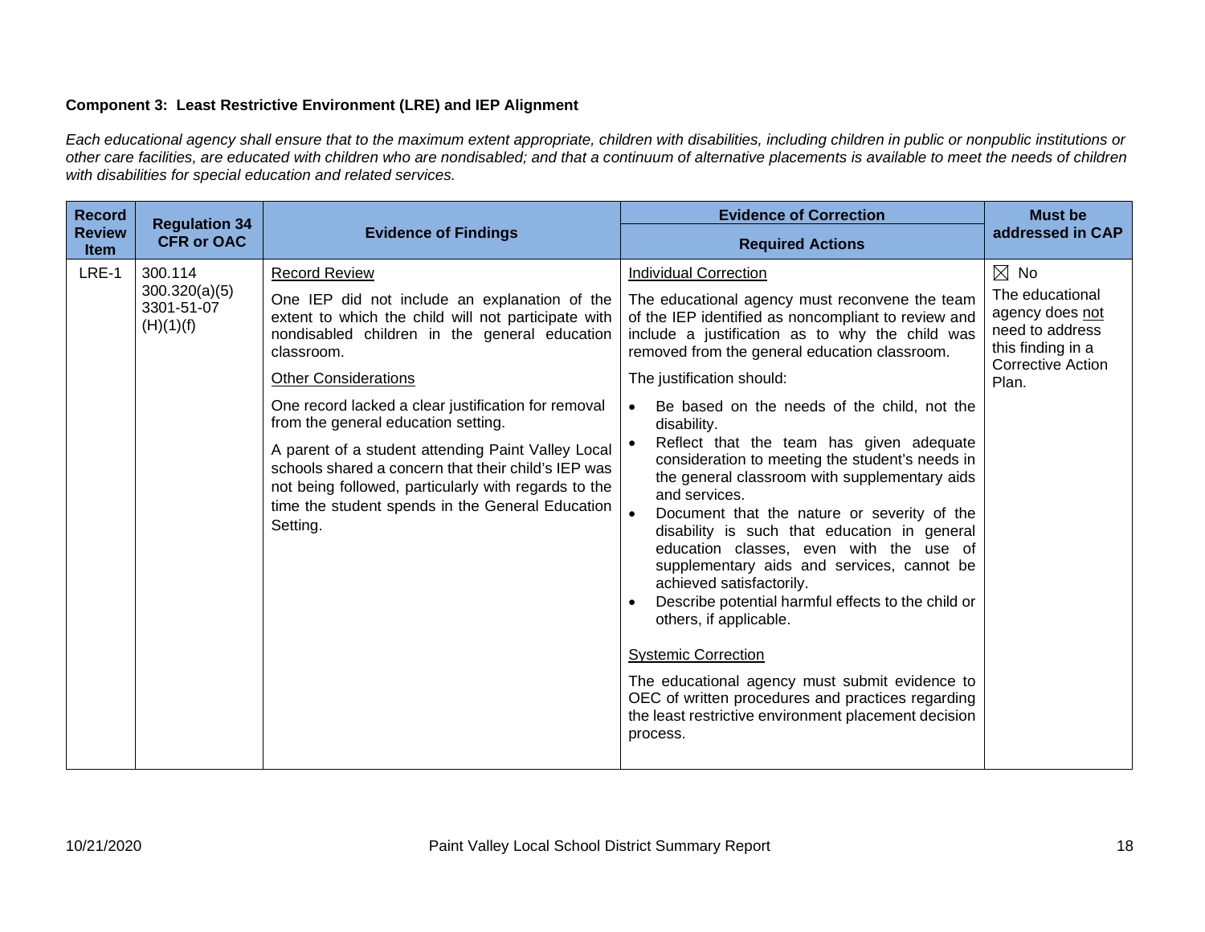**Component 3: Least Restrictive Environment (LRE) and IEP Alignment**

*Each educational agency shall ensure that to the maximum extent appropriate, children with disabilities, including children in public or nonpublic institutions or other care facilities, are educated with children who are nondisabled; and that a continuum of alternative placements is available to meet the needs of children with disabilities for special education and related services.*

| Record Review Item | Regulation 34 CFR or OAC | Evidence of Findings | Evidence of Correction<br>Required Actions | Must be addressed in CAP |
|---|---|---|---|---|
| LRE-1 | 300.114<br>300.320(a)(5)<br>3301-51-07 (H)(1)(f) | Record Review<br><br>One IEP did not include an explanation of the extent to which the child will not participate with nondisabled children in the general education classroom.<br><br>Other Considerations<br><br>One record lacked a clear justification for removal from the general education setting.<br><br>A parent of a student attending Paint Valley Local schools shared a concern that their child's IEP was not being followed, particularly with regards to the time the student spends in the General Education Setting. | Individual Correction<br><br>The educational agency must reconvene the team of the IEP identified as noncompliant to review and include a justification as to why the child was removed from the general education classroom.<br><br>The justification should:<br><br>• Be based on the needs of the child, not the disability.<br>• Reflect that the team has given adequate consideration to meeting the student's needs in the general classroom with supplementary aids and services.<br>• Document that the nature or severity of the disability is such that education in general education classes, even with the use of supplementary aids and services, cannot be achieved satisfactorily.<br>• Describe potential harmful effects to the child or others, if applicable.<br><br>Systemic Correction<br><br>The educational agency must submit evidence to OEC of written procedures and practices regarding the least restrictive environment placement decision process. | ☒ No<br><br>The educational agency does not need to address this finding in a Corrective Action Plan. |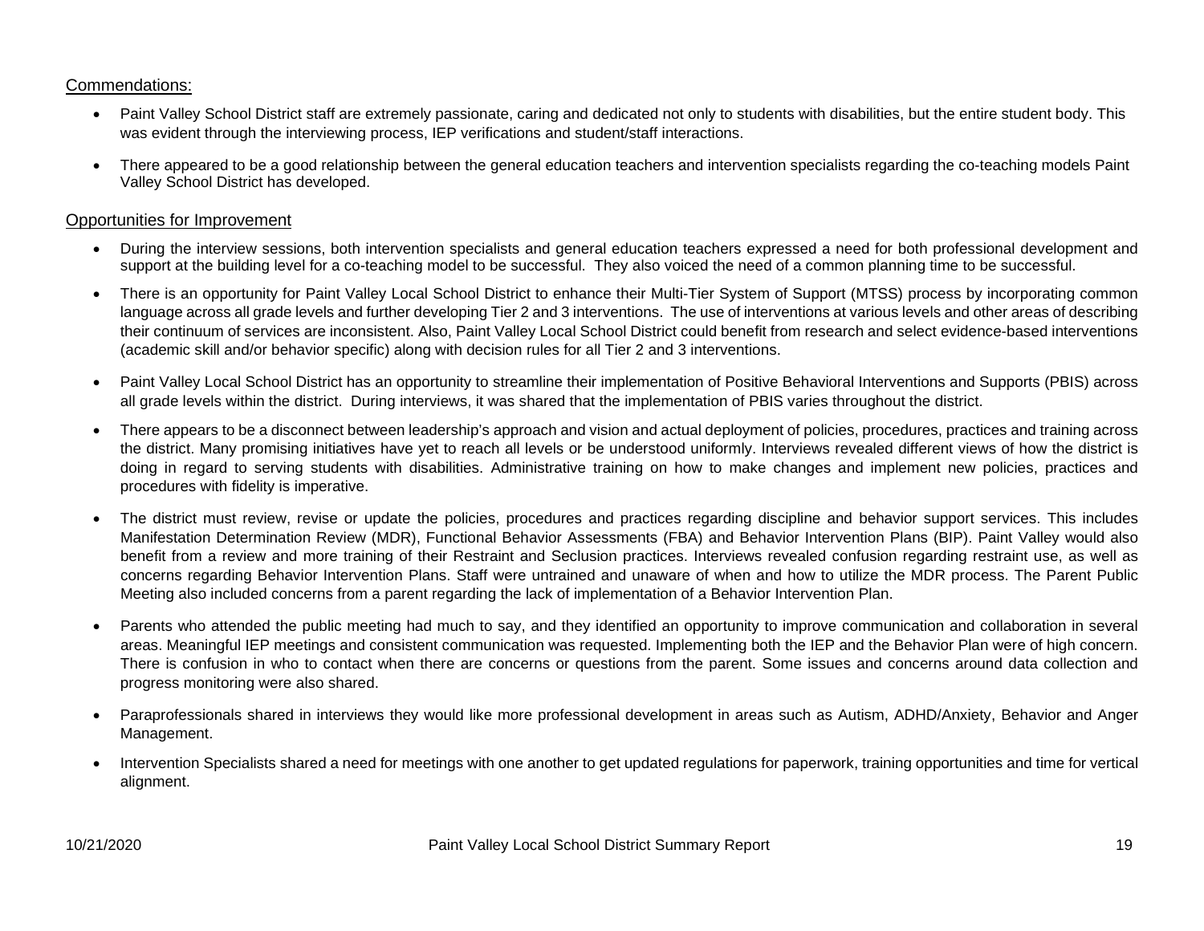## Commendations:

- Paint Valley School District staff are extremely passionate, caring and dedicated not only to students with disabilities, but the entire student body. This was evident through the interviewing process, IEP verifications and student/staff interactions.
- There appeared to be a good relationship between the general education teachers and intervention specialists regarding the co-teaching models Paint Valley School District has developed.

## Opportunities for Improvement

- During the interview sessions, both intervention specialists and general education teachers expressed a need for both professional development and support at the building level for a co-teaching model to be successful. They also voiced the need of a common planning time to be successful.
- There is an opportunity for Paint Valley Local School District to enhance their Multi-Tier System of Support (MTSS) process by incorporating common language across all grade levels and further developing Tier 2 and 3 interventions. The use of interventions at various levels and other areas of describing their continuum of services are inconsistent. Also, Paint Valley Local School District could benefit from research and select evidence-based interventions (academic skill and/or behavior specific) along with decision rules for all Tier 2 and 3 interventions.
- Paint Valley Local School District has an opportunity to streamline their implementation of Positive Behavioral Interventions and Supports (PBIS) across all grade levels within the district. During interviews, it was shared that the implementation of PBIS varies throughout the district.
- There appears to be a disconnect between leadership's approach and vision and actual deployment of policies, procedures, practices and training across the district. Many promising initiatives have yet to reach all levels or be understood uniformly. Interviews revealed different views of how the district is doing in regard to serving students with disabilities. Administrative training on how to make changes and implement new policies, practices and procedures with fidelity is imperative.
- The district must review, revise or update the policies, procedures and practices regarding discipline and behavior support services. This includes Manifestation Determination Review (MDR), Functional Behavior Assessments (FBA) and Behavior Intervention Plans (BIP). Paint Valley would also benefit from a review and more training of their Restraint and Seclusion practices. Interviews revealed confusion regarding restraint use, as well as concerns regarding Behavior Intervention Plans. Staff were untrained and unaware of when and how to utilize the MDR process. The Parent Public Meeting also included concerns from a parent regarding the lack of implementation of a Behavior Intervention Plan.
- Parents who attended the public meeting had much to say, and they identified an opportunity to improve communication and collaboration in several areas. Meaningful IEP meetings and consistent communication was requested. Implementing both the IEP and the Behavior Plan were of high concern. There is confusion in who to contact when there are concerns or questions from the parent. Some issues and concerns around data collection and progress monitoring were also shared.
- Paraprofessionals shared in interviews they would like more professional development in areas such as Autism, ADHD/Anxiety, Behavior and Anger Management.
- Intervention Specialists shared a need for meetings with one another to get updated regulations for paperwork, training opportunities and time for vertical alignment.